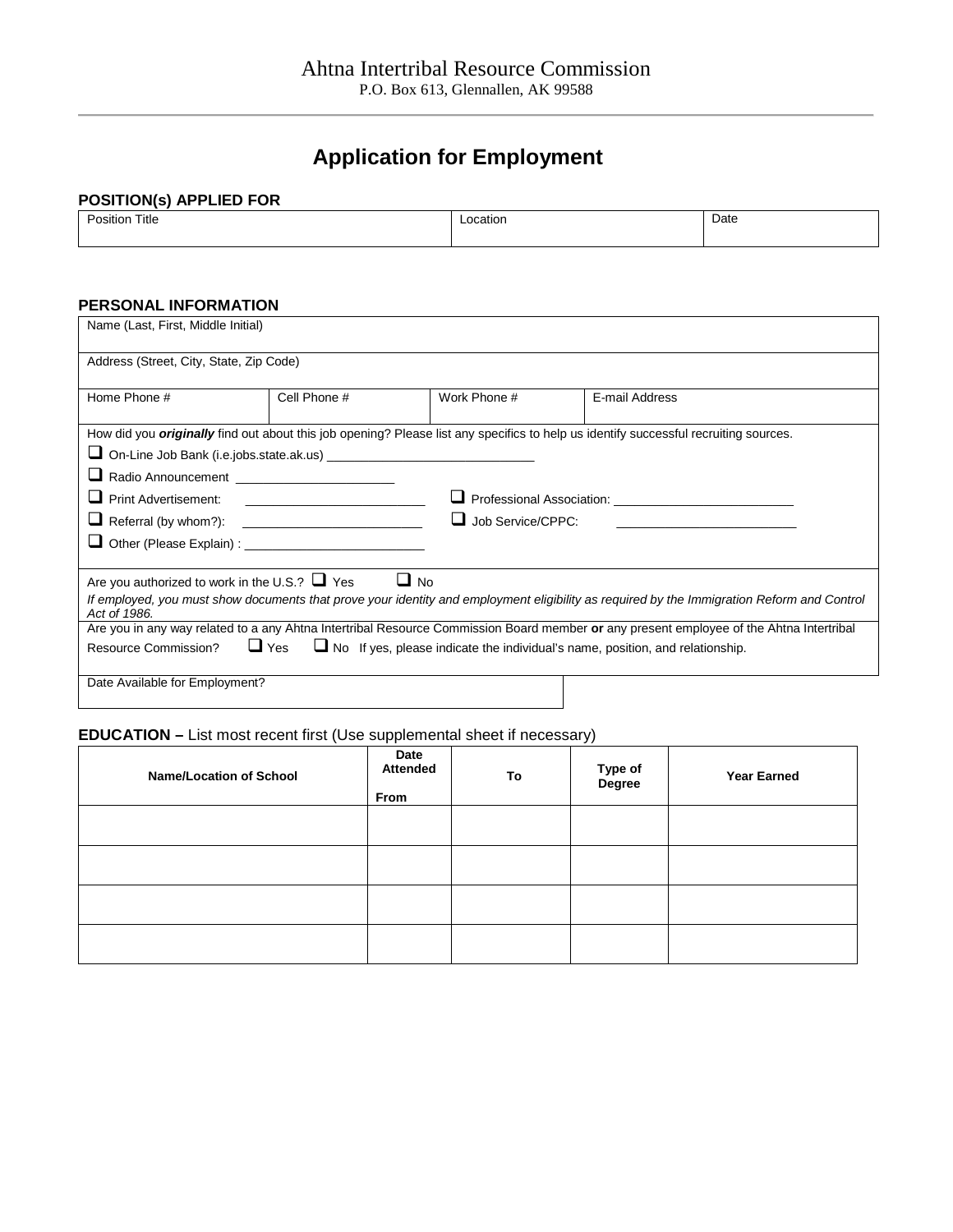Ahtna Intertribal Resource Commission
P.O. Box 613, Glennallen, AK 99588

# Application for Employment

**POSITION(s) APPLIED FOR**

| Position Title | Location | Date |
|---|---|---|
| | | |

**PERSONAL INFORMATION**

| Name (Last, First, Middle Initial) | | | |
|---|---|---|---|
| Address (Street, City, State, Zip Code) | | | |
| Home Phone # | Cell Phone # | Work Phone # | E-mail Address |

How did you ***originally*** find out about this job opening? Please list any specifics to help us identify successful recruiting sources.

- ❑ On-Line Job Bank (i.e.jobs.state.ak.us) ______________________________
- ❑ Radio Announcement ______________________
- ❑ Print Advertisement: _________________________
- ❑ Professional Association: _________________________
- ❑ Referral (by whom?): _________________________
- ❑ Job Service/CPPC: _________________________
- ❑ Other (Please Explain) : _________________________

Are you authorized to work in the U.S.? ❑ Yes ❑ No

*If employed, you must show documents that prove your identity and employment eligibility as required by the Immigration Reform and Control Act of 1986.*

Are you in any way related to a any Ahtna Intertribal Resource Commission Board member **or** any present employee of the Ahtna Intertribal Resource Commission? ❑ Yes ❑ No If yes, please indicate the individual's name, position, and relationship.

Date Available for Employment?

**EDUCATION –** List most recent first (Use supplemental sheet if necessary)

| Name/Location of School | Date Attended From | To | Type of Degree | Year Earned |
|---|---|---|---|---|
| | | | | |
| | | | | |
| | | | | |
| | | | | |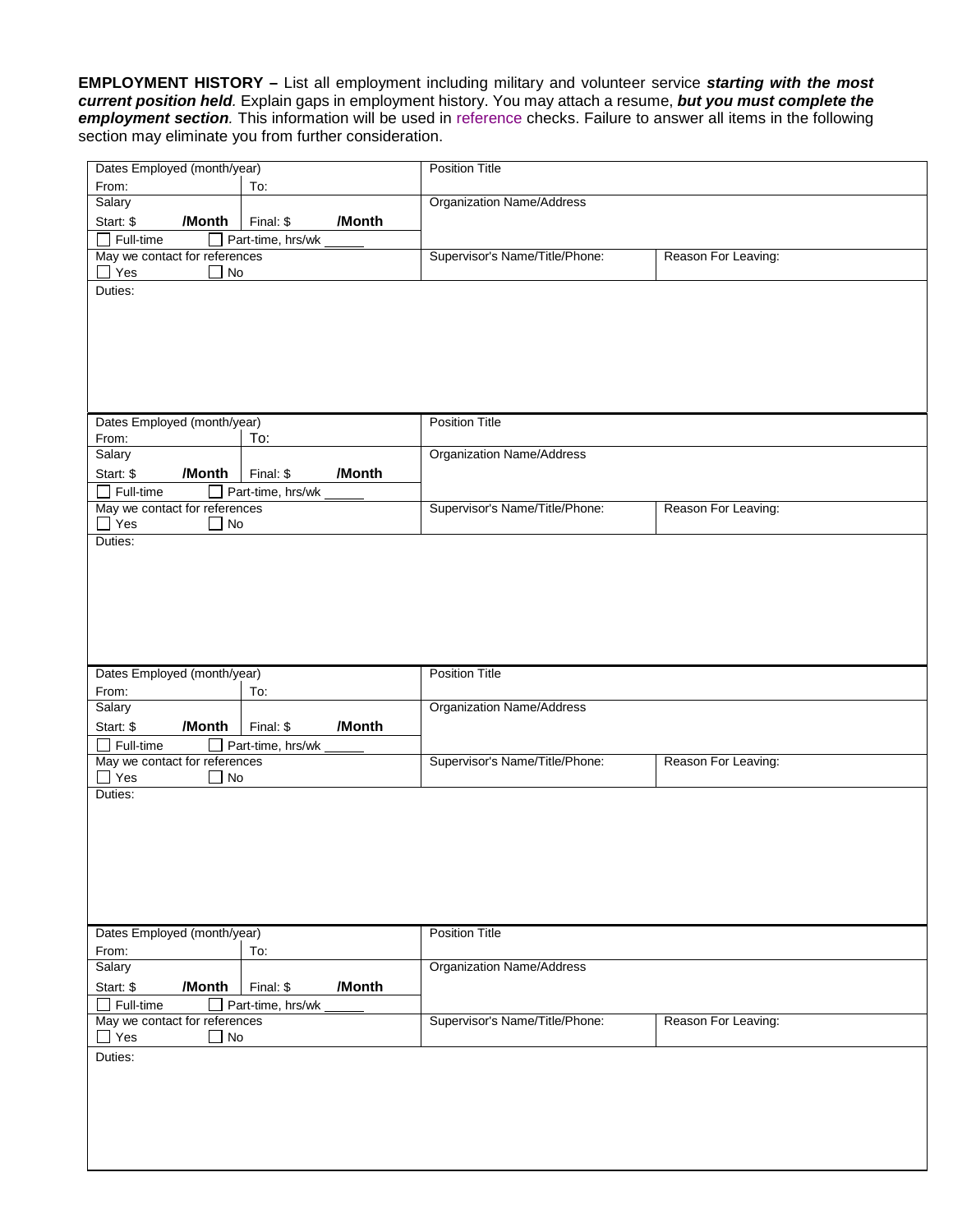**EMPLOYMENT HISTORY –** List all employment including military and volunteer service ***starting with the most current position held***. Explain gaps in employment history. You may attach a resume, ***but you must complete the employment section***. This information will be used in reference checks. Failure to answer all items in the following section may eliminate you from further consideration.

| Dates Employed (month/year)<br>From: &nbsp;&nbsp;&nbsp;&nbsp; To: | Position Title | |
|---|---|---|
| Salary<br>Start: $ **/Month** &nbsp; Final: $ **/Month**<br>☐ Full-time &nbsp; ☐ Part-time, hrs/wk _____ | Organization Name/Address | |
| May we contact for references<br>☐ Yes &nbsp; ☐ No | Supervisor's Name/Title/Phone: | Reason For Leaving: |
| Duties: | | |

| Dates Employed (month/year)<br>From: &nbsp;&nbsp;&nbsp;&nbsp; To: | Position Title | |
|---|---|---|
| Salary<br>Start: $ **/Month** &nbsp; Final: $ **/Month**<br>☐ Full-time &nbsp; ☐ Part-time, hrs/wk _____ | Organization Name/Address | |
| May we contact for references<br>☐ Yes &nbsp; ☐ No | Supervisor's Name/Title/Phone: | Reason For Leaving: |
| Duties: | | |

| Dates Employed (month/year)<br>From: &nbsp;&nbsp;&nbsp;&nbsp; To: | Position Title | |
|---|---|---|
| Salary<br>Start: $ **/Month** &nbsp; Final: $ **/Month**<br>☐ Full-time &nbsp; ☐ Part-time, hrs/wk _____ | Organization Name/Address | |
| May we contact for references<br>☐ Yes &nbsp; ☐ No | Supervisor's Name/Title/Phone: | Reason For Leaving: |
| Duties: | | |

| Dates Employed (month/year)<br>From: &nbsp;&nbsp;&nbsp;&nbsp; To: | Position Title | |
|---|---|---|
| Salary<br>Start: $ **/Month** &nbsp; Final: $ **/Month**<br>☐ Full-time &nbsp; ☐ Part-time, hrs/wk _____ | Organization Name/Address | |
| May we contact for references<br>☐ Yes &nbsp; ☐ No | Supervisor's Name/Title/Phone: | Reason For Leaving: |
| Duties: | | |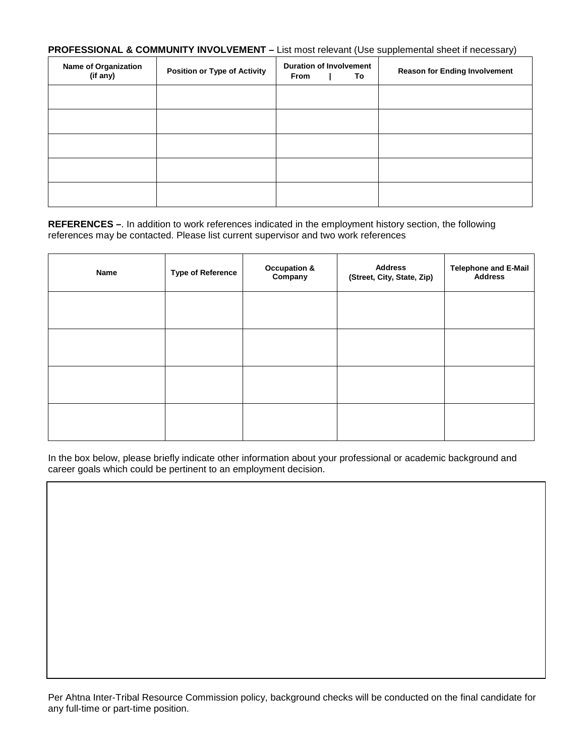**PROFESSIONAL & COMMUNITY INVOLVEMENT –** List most relevant (Use supplemental sheet if necessary)

| Name of Organization (if any) | Position or Type of Activity | Duration of Involvement From \| To | Reason for Ending Involvement |
| --- | --- | --- | --- |
| | | | |
| | | | |
| | | | |
| | | | |
| | | | |

**REFERENCES –**. In addition to work references indicated in the employment history section, the following references may be contacted. Please list current supervisor and two work references

| Name | Type of Reference | Occupation & Company | Address (Street, City, State, Zip) | Telephone and E-Mail Address |
| --- | --- | --- | --- | --- |
| | | | | |
| | | | | |
| | | | | |
| | | | | |

In the box below, please briefly indicate other information about your professional or academic background and career goals which could be pertinent to an employment decision.

| |
| --- |
| |

Per Ahtna Inter-Tribal Resource Commission policy, background checks will be conducted on the final candidate for any full-time or part-time position.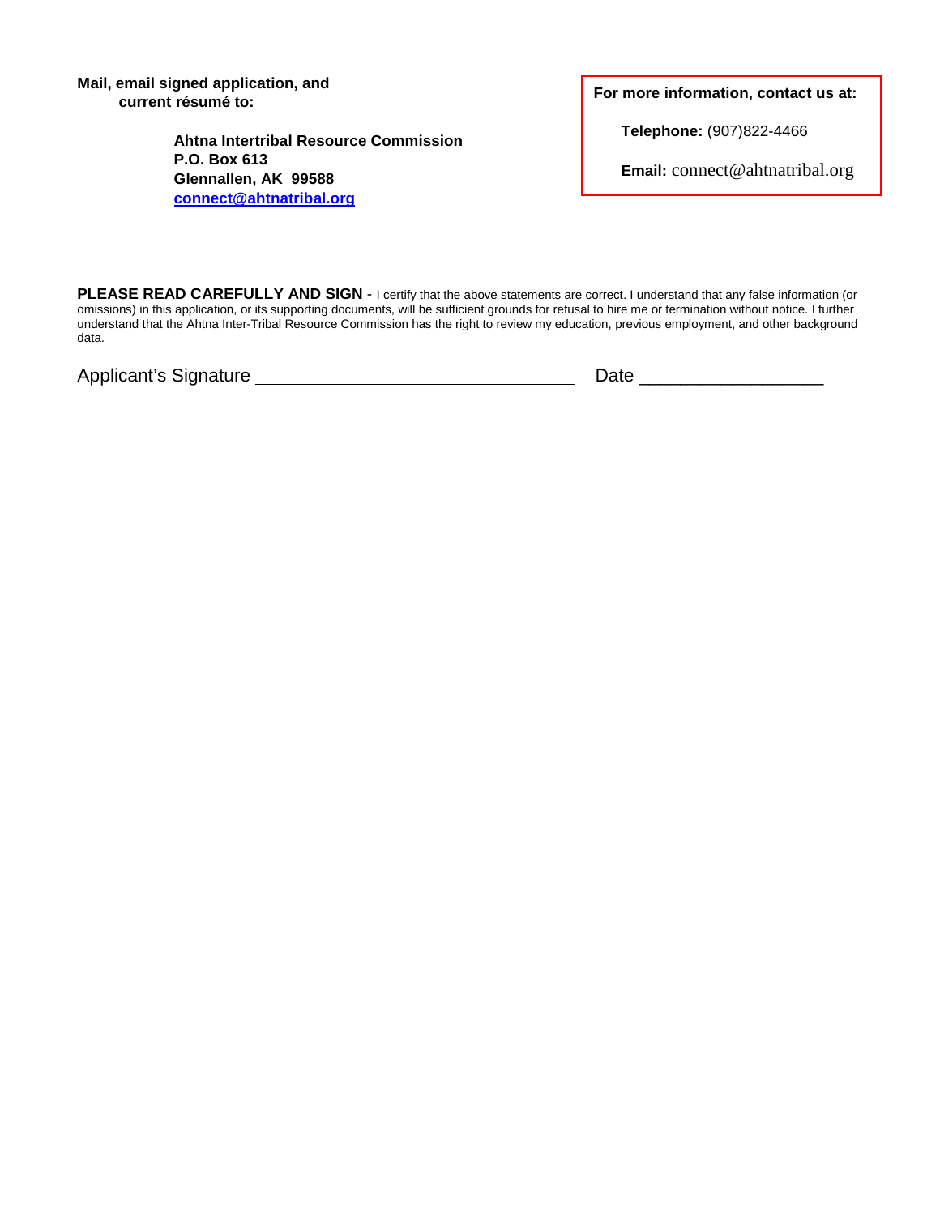**Mail, email signed application, and current résumé to:**

**Ahtna Intertribal Resource Commission**
**P.O. Box 613**
**Glennallen, AK 99588**
**connect@ahtnatribal.org**

**For more information, contact us at:**

**Telephone:** (907)822-4466

**Email:** connect@ahtnatribal.org

**PLEASE READ CAREFULLY AND SIGN** - I certify that the above statements are correct. I understand that any false information (or omissions) in this application, or its supporting documents, will be sufficient grounds for refusal to hire me or termination without notice. I further understand that the Ahtna Inter-Tribal Resource Commission has the right to review my education, previous employment, and other background data.

Applicant's Signature ________________________________ Date __________________